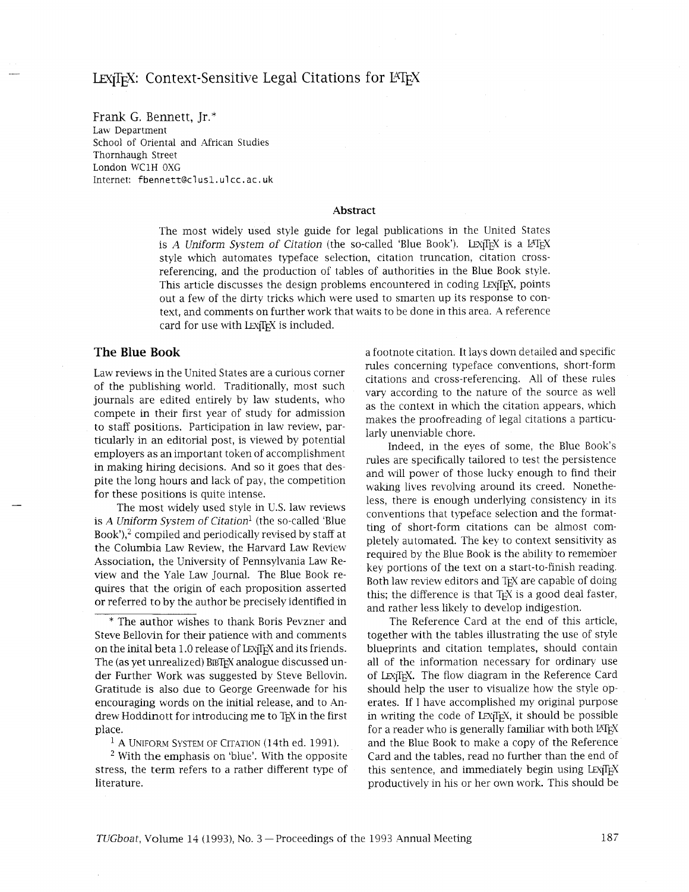# LexiTeX: Context-Sensitive Legal Citations for LaTeX

Frank G. Bennett, Jr.[*]
Law Department
School of Oriental and African Studies
Thornhaugh Street
London WC1H 0XG
Internet: fbennett@clus1.ulcc.ac.uk

### Abstract

The most widely used style guide for legal publications in the United States is *A Uniform System of Citation* (the so-called 'Blue Book'). LexiTeX is a LaTeX style which automates typeface selection, citation truncation, citation cross-referencing, and the production of tables of authorities in the Blue Book style. This article discusses the design problems encountered in coding LexiTeX, points out a few of the dirty tricks which were used to smarten up its response to context, and comments on further work that waits to be done in this area. A reference card for use with LexiTeX is included.

## The Blue Book

Law reviews in the United States are a curious corner of the publishing world. Traditionally, most such journals are edited entirely by law students, who compete in their first year of study for admission to staff positions. Participation in law review, particularly in an editorial post, is viewed by potential employers as an important token of accomplishment in making hiring decisions. And so it goes that despite the long hours and lack of pay, the competition for these positions is quite intense.

The most widely used style in U.S. law reviews is *A Uniform System of Citation*[1] (the so-called 'Blue Book'),[2] compiled and periodically revised by staff at the Columbia Law Review, the Harvard Law Review Association, the University of Pennsylvania Law Review and the Yale Law Journal. The Blue Book requires that the origin of each proposition asserted or referred to by the author be precisely identified in a footnote citation. It lays down detailed and specific rules concerning typeface conventions, short-form citations and cross-referencing. All of these rules vary according to the nature of the source as well as the context in which the citation appears, which makes the proofreading of legal citations a particularly unenviable chore.

Indeed, in the eyes of some, the Blue Book's rules are specifically tailored to test the persistence and will power of those lucky enough to find their waking lives revolving around its creed. Nonetheless, there is enough underlying consistency in its conventions that typeface selection and the formatting of short-form citations can be almost completely automated. The key to context sensitivity as required by the Blue Book is the ability to remember key portions of the text on a start-to-finish reading. Both law review editors and TeX are capable of doing this; the difference is that TeX is a good deal faster, and rather less likely to develop indigestion.

The Reference Card at the end of this article, together with the tables illustrating the use of style blueprints and citation templates, should contain all of the information necessary for ordinary use of LexiTeX. The flow diagram in the Reference Card should help the user to visualize how the style operates. If I have accomplished my original purpose in writing the code of LexiTeX, it should be possible for a reader who is generally familiar with both LaTeX and the Blue Book to make a copy of the Reference Card and the tables, read no further than the end of this sentence, and immediately begin using LexiTeX productively in his or her own work. This should be

---

[*] The author wishes to thank Boris Pevzner and Steve Bellovin for their patience with and comments on the inital beta 1.0 release of LexiTeX and its friends. The (as yet unrealized) BibTeX analogue discussed under Further Work was suggested by Steve Bellovin. Gratitude is also due to George Greenwade for his encouraging words on the initial release, and to Andrew Hoddinott for introducing me to TeX in the first place.

[1] A Uniform System of Citation (14th ed. 1991).

[2] With the emphasis on 'blue'. With the opposite stress, the term refers to a rather different type of literature.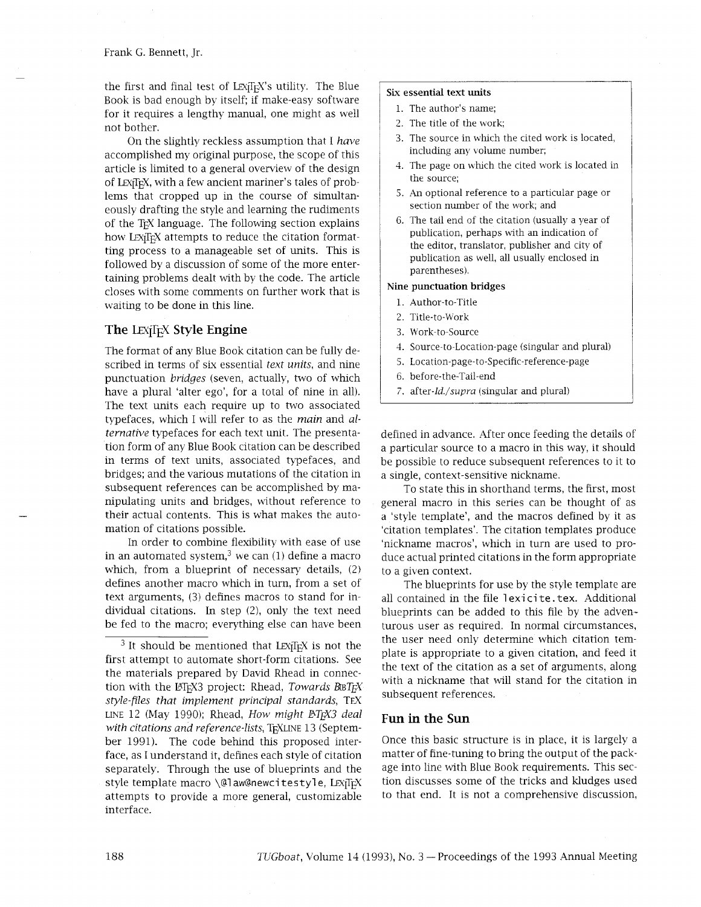the first and final test of LexiTeX's utility. The Blue Book is bad enough by itself; if make-easy software for it requires a lengthy manual, one might as well not bother.

On the slightly reckless assumption that I *have* accomplished my original purpose, the scope of this article is limited to a general overview of the design of LexiTeX, with a few ancient mariner's tales of problems that cropped up in the course of simultaneously drafting the style and learning the rudiments of the TeX language. The following section explains how LexiTeX attempts to reduce the citation formatting process to a manageable set of units. This is followed by a discussion of some of the more entertaining problems dealt with by the code. The article closes with some comments on further work that is waiting to be done in this line.

## The LexiTeX Style Engine

The format of any Blue Book citation can be fully described in terms of six essential *text units*, and nine punctuation *bridges* (seven, actually, two of which have a plural 'alter ego', for a total of nine in all). The text units each require up to two associated typefaces, which I will refer to as the *main* and *alternative* typefaces for each text unit. The presentation form of any Blue Book citation can be described in terms of text units, associated typefaces, and bridges; and the various mutations of the citation in subsequent references can be accomplished by manipulating units and bridges, without reference to their actual contents. This is what makes the automation of citations possible.

In order to combine flexibility with ease of use in an automated system,[3] we can (1) define a macro which, from a blueprint of necessary details, (2) defines another macro which in turn, from a set of text arguments, (3) defines macros to stand for individual citations. In step (2), only the text need be fed to the macro; everything else can have been defined in advance. After once feeding the details of a particular source to a macro in this way, it should be possible to reduce subsequent references to it to a single, context-sensitive nickname.

**Six essential text units**

1. The author's name;
2. The title of the work;
3. The source in which the cited work is located, including any volume number;
4. The page on which the cited work is located in the source;
5. An optional reference to a particular page or section number of the work; and
6. The tail end of the citation (usually a year of publication, perhaps with an indication of the editor, translator, publisher and city of publication as well, all usually enclosed in parentheses).

**Nine punctuation bridges**

1. Author-to-Title
2. Title-to-Work
3. Work-to-Source
4. Source-to-Location-page (singular and plural)
5. Location-page-to-Specific-reference-page
6. before-the-Tail-end
7. after-*Id./supra* (singular and plural)

To state this in shorthand terms, the first, most general macro in this series can be thought of as a 'style template', and the macros defined by it as 'citation templates'. The citation templates produce 'nickname macros', which in turn are used to produce actual printed citations in the form appropriate to a given context.

The blueprints for use by the style template are all contained in the file `lexicite.tex`. Additional blueprints can be added to this file by the adventurous user as required. In normal circumstances, the user need only determine which citation template is appropriate to a given citation, and feed it the text of the citation as a set of arguments, along with a nickname that will stand for the citation in subsequent references.

## Fun in the Sun

Once this basic structure is in place, it is largely a matter of fine-tuning to bring the output of the package into line with Blue Book requirements. This section discusses some of the tricks and kludges used to that end. It is not a comprehensive discussion,

[3] It should be mentioned that LexiTeX is not the first attempt to automate short-form citations. See the materials prepared by David Rhead in connection with the LaTeX3 project: Rhead, *Towards BibTeX style-files that implement principal standards*, TeXline 12 (May 1990); Rhead, *How might LaTeX3 deal with citations and reference-lists*, TeXline 13 (September 1991). The code behind this proposed interface, as I understand it, defines each style of citation separately. Through the use of blueprints and the style template macro `\@law@newcitestyle`, LexiTeX attempts to provide a more general, customizable interface.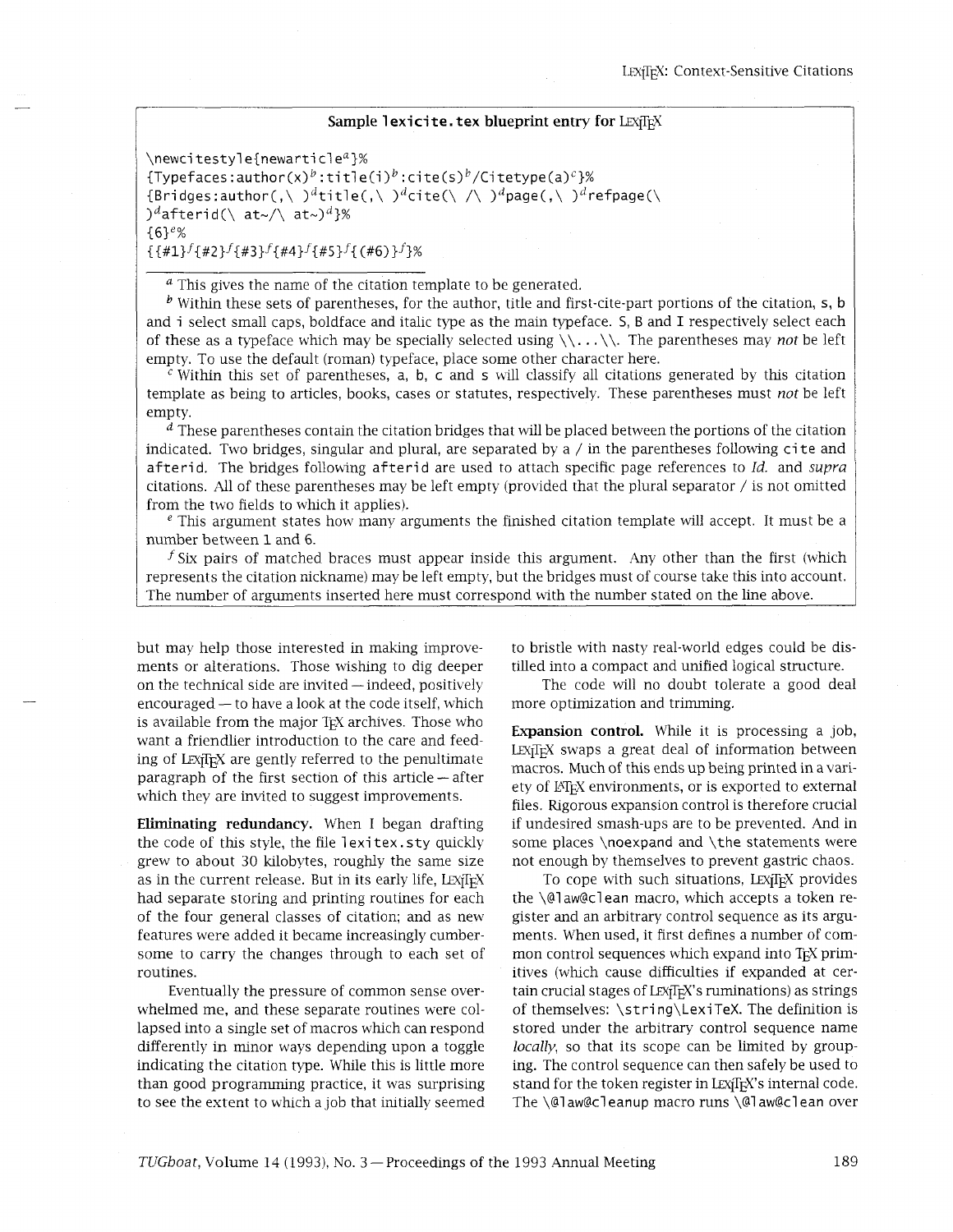**Sample `lexicite.tex` blueprint entry for LexiTeX**

```
\newcitestyle{newarticle^a}%
{Typefaces:author(x)^b:title(i)^b:cite(s)^b/Citetype(a)^c}%
{Bridges:author(,\ )^dtitle(,\ )^dcite(\ /\ )^dpage(,\ )^drefpage(\
)^dafterid(\ at~/\ at~)^d}%
{6}^e%
{{#1}^f{#2}^f{#3}^f{#4}^f{#5}^f{(#6)}^f}%
```

[a] This gives the name of the citation template to be generated.

[b] Within these sets of parentheses, for the author, title and first-cite-part portions of the citation, `s`, `b` and `i` select small caps, boldface and italic type as the main typeface. `S`, `B` and `I` respectively select each of these as a typeface which may be specially selected using `\\...\\`. The parentheses may *not* be left empty. To use the default (roman) typeface, place some other character here.

[c] Within this set of parentheses, `a`, `b`, `c` and `s` will classify all citations generated by this citation template as being to articles, books, cases or statutes, respectively. These parentheses must *not* be left empty.

[d] These parentheses contain the citation bridges that will be placed between the portions of the citation indicated. Two bridges, singular and plural, are separated by a `/` in the parentheses following `cite` and `afterid`. The bridges following `afterid` are used to attach specific page references to *Id.* and *supra* citations. All of these parentheses may be left empty (provided that the plural separator `/` is not omitted from the two fields to which it applies).

[e] This argument states how many arguments the finished citation template will accept. It must be a number between 1 and 6.

[f] Six pairs of matched braces must appear inside this argument. Any other than the first (which represents the citation nickname) may be left empty, but the bridges must of course take this into account. The number of arguments inserted here must correspond with the number stated on the line above.

but may help those interested in making improvements or alterations. Those wishing to dig deeper on the technical side are invited — indeed, positively encouraged — to have a look at the code itself, which is available from the major TeX archives. Those who want a friendlier introduction to the care and feeding of LexiTeX are gently referred to the penultimate paragraph of the first section of this article — after which they are invited to suggest improvements.

**Eliminating redundancy.** When I began drafting the code of this style, the file `lexitex.sty` quickly grew to about 30 kilobytes, roughly the same size as in the current release. But in its early life, LexiTeX had separate storing and printing routines for each of the four general classes of citation; and as new features were added it became increasingly cumbersome to carry the changes through to each set of routines.

Eventually the pressure of common sense overwhelmed me, and these separate routines were collapsed into a single set of macros which can respond differently in minor ways depending upon a toggle indicating the citation type. While this is little more than good programming practice, it was surprising to see the extent to which a job that initially seemed to bristle with nasty real-world edges could be distilled into a compact and unified logical structure.

The code will no doubt tolerate a good deal more optimization and trimming.

**Expansion control.** While it is processing a job, LexiTeX swaps a great deal of information between macros. Much of this ends up being printed in a variety of LaTeX environments, or is exported to external files. Rigorous expansion control is therefore crucial if undesired smash-ups are to be prevented. And in some places `\noexpand` and `\the` statements were not enough by themselves to prevent gastric chaos.

To cope with such situations, LexiTeX provides the `\@law@clean` macro, which accepts a token register and an arbitrary control sequence as its arguments. When used, it first defines a number of common control sequences which expand into TeX primitives (which cause difficulties if expanded at certain crucial stages of LexiTeX's ruminations) as strings of themselves: `\string\LexiTeX`. The definition is stored under the arbitrary control sequence name *locally*, so that its scope can then safely be used to stand for the token register in LexiTeX's internal code. The `\@law@cleanup` macro runs `\@law@clean` over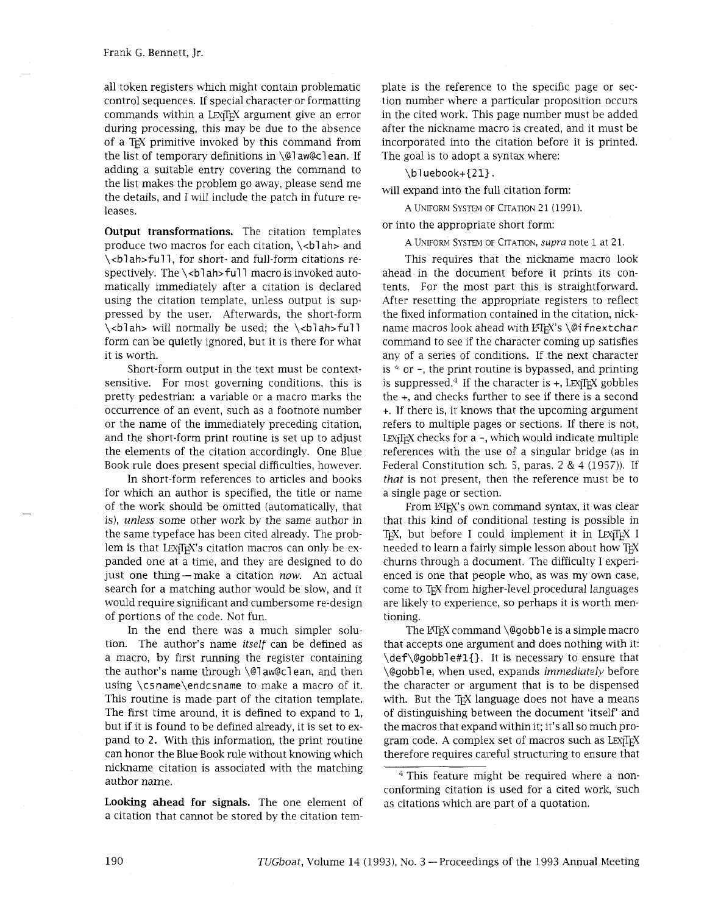all token registers which might contain problematic control sequences. If special character or formatting commands within a LEXITEX argument give an error during processing, this may be due to the absence of a TEX primitive invoked by this command from the list of temporary definitions in `\@law@clean`. If adding a suitable entry covering the command to the list makes the problem go away, please send me the details, and I will include the patch in future releases.

**Output transformations.** The citation templates produce two macros for each citation, `\<blah>` and `\<blah>full`, for short- and full-form citations respectively. The `\<blah>full` macro is invoked automatically immediately after a citation is declared using the citation template, unless output is suppressed by the user. Afterwards, the short-form `\<blah>` will normally be used; the `\<blah>full` form can be quietly ignored, but it is there for what it is worth.

Short-form output in the text must be context-sensitive. For most governing conditions, this is pretty pedestrian: a variable or a macro marks the occurrence of an event, such as a footnote number or the name of the immediately preceding citation, and the short-form print routine is set up to adjust the elements of the citation accordingly. One Blue Book rule does present special difficulties, however.

In short-form references to articles and books for which an author is specified, the title or name of the work should be omitted (automatically, that is), *unless* some other work by the same author in the same typeface has been cited already. The problem is that LEXITEX's citation macros can only be expanded one at a time, and they are designed to do just one thing — make a citation *now*. An actual search for a matching author would be slow, and it would require significant and cumbersome re-design of portions of the code. Not fun.

In the end there was a much simpler solution. The author's name *itself* can be defined as a macro, by first running the register containing the author's name through `\@law@clean`, and then using `\csname\endcsname` to make a macro of it. This routine is made part of the citation template. The first time around, it is defined to expand to 1, but if it is found to be defined already, it is set to expand to 2. With this information, the print routine can honor the Blue Book rule without knowing which nickname citation is associated with the matching author name.

**Looking ahead for signals.** The one element of a citation that cannot be stored by the citation template is the reference to the specific page or section number where a particular proposition occurs in the cited work. This page number must be added after the nickname macro is created, and it must be incorporated into the citation before it is printed. The goal is to adopt a syntax where:

```
\bluebook+{21}.
```

will expand into the full citation form:

A UNIFORM SYSTEM OF CITATION 21 (1991).

or into the appropriate short form:

A UNIFORM SYSTEM OF CITATION, *supra* note 1 at 21.

This requires that the nickname macro look ahead in the document before it prints its contents. For the most part this is straightforward. After resetting the appropriate registers to reflect the fixed information contained in the citation, nickname macros look ahead with LATEX's `\@ifnextchar` command to see if the character coming up satisfies any of a series of conditions. If the next character is * or -, the print routine is bypassed, and printing is suppressed.[4] If the character is +, LEXITEX gobbles the +, and checks further to see if there is a second +. If there is, it knows that the upcoming argument refers to multiple pages or sections. If there is not, LEXITEX checks for a -, which would indicate multiple references with the use of a singular bridge (as in Federal Constitution sch. 5, paras. 2 & 4 (1957)). If *that* is not present, then the reference must be to a single page or section.

From LATEX's own command syntax, it was clear that this kind of conditional testing is possible in TEX, but before I could implement it in LEXITEX I needed to learn a fairly simple lesson about how TEX churns through a document. The difficulty I experienced is one that people who, as was my own case, come to TEX from higher-level procedural languages are likely to experience, so perhaps it is worth mentioning.

The LATEX command `\@gobble` is a simple macro that accepts one argument and does nothing with it: `\def\@gobble#1{}`. It is necessary to ensure that `\@gobble`, when used, expands *immediately* before the character or argument that is to be dispensed with. But the TEX language does not have a means of distinguishing between the document 'itself' and the macros that expand within it; it's all so much program code. A complex set of macros such as LEXITEX therefore requires careful structuring to ensure that

[4] This feature might be required where a non-conforming citation is used for a cited work, such as citations which are part of a quotation.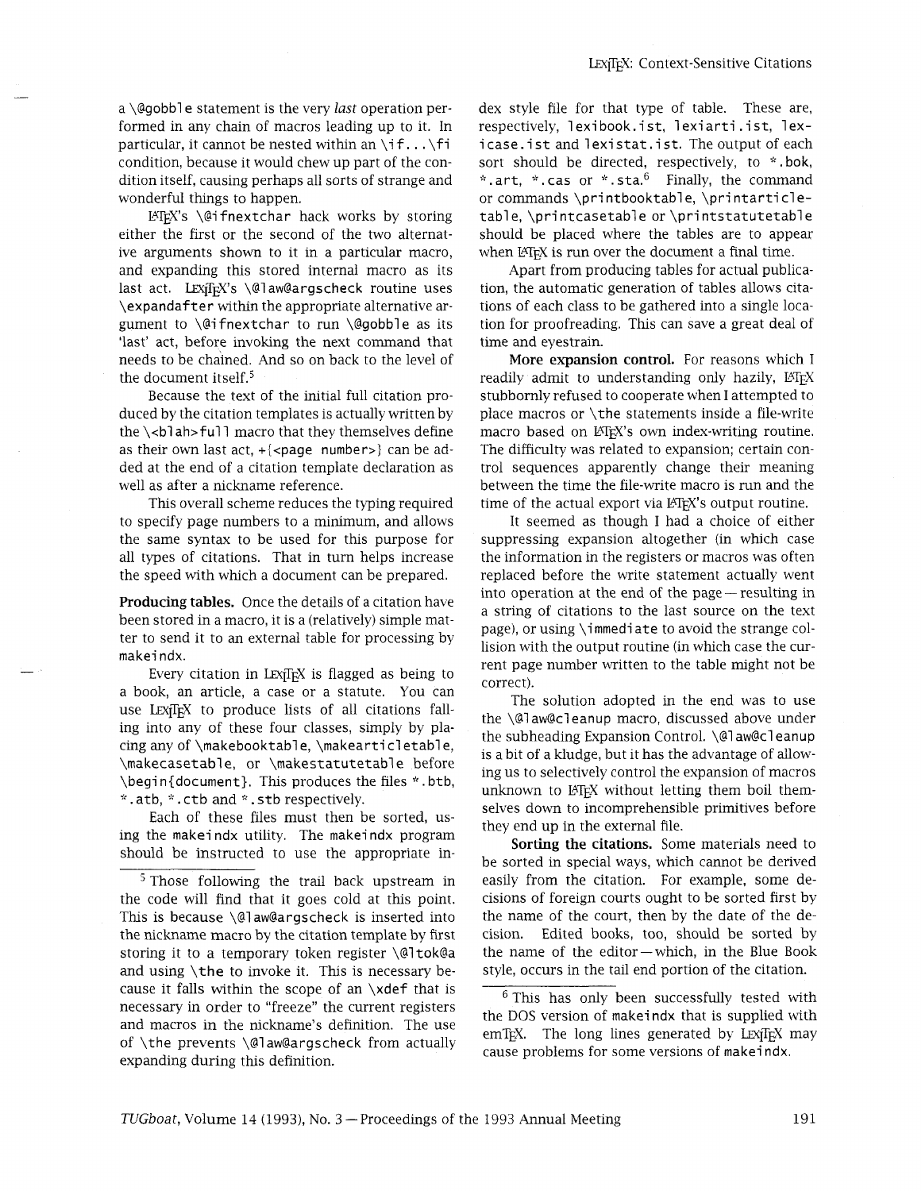a `\@gobble` statement is the very *last* operation performed in any chain of macros leading up to it. In particular, it cannot be nested within an `\if...\fi` condition, because it would chew up part of the condition itself, causing perhaps all sorts of strange and wonderful things to happen.

LaTeX's `\@ifnextchar` hack works by storing either the first or the second of the two alternative arguments shown to it in a particular macro, and expanding this stored internal macro as its last act. LexiTeX's `\@law@argscheck` routine uses `\expandafter` within the appropriate alternative argument to `\@ifnextchar` to run `\@gobble` as its 'last' act, before invoking the next command that needs to be chained. And so on back to the level of the document itself.[5]

Because the text of the initial full citation produced by the citation templates is actually written by the `\<blah>full` macro that they themselves define as their own last act, `+{<page number>}` can be added at the end of a citation template declaration as well as after a nickname reference.

This overall scheme reduces the typing required to specify page numbers to a minimum, and allows the same syntax to be used for this purpose for all types of citations. That in turn helps increase the speed with which a document can be prepared.

**Producing tables.** Once the details of a citation have been stored in a macro, it is a (relatively) simple matter to send it to an external table for processing by `makeindx`.

Every citation in LexiTeX is flagged as being to a book, an article, a case or a statute. You can use LexiTeX to produce lists of all citations falling into any of these four classes, simply by placing any of `\makebooktable`, `\makearticletable`, `\makecasetable`, or `\makestatutetable` before `\begin{document}`. This produces the files `*.btb`, `*.atb`, `*.ctb` and `*.stb` respectively.

Each of these files must then be sorted, using the `makeindx` utility. The `makeindx` program should be instructed to use the appropriate index style file for that type of table. These are, respectively, `lexibook.ist`, `lexiarti.ist`, `lexicase.ist` and `lexistat.ist`. The output of each sort should be directed, respectively, to `*.bok`, `*.art`, `*.cas` or `*.sta`.[6] Finally, the command or commands `\printbooktable`, `\printarticletable`, `\printcasetable` or `\printstatutetable` should be placed where the tables are to appear when LaTeX is run over the document a final time.

Apart from producing tables for actual publication, the automatic generation of tables allows citations of each class to be gathered into a single location for proofreading. This can save a great deal of time and eyestrain.

**More expansion control.** For reasons which I readily admit to understanding only hazily, LaTeX stubbornly refused to cooperate when I attempted to place macros or `\the` statements inside a file-write macro based on LaTeX's own index-writing routine. The difficulty was related to expansion; certain control sequences apparently change their meaning between the time the file-write macro is run and the time of the actual export via LaTeX's output routine.

It seemed as though I had a choice of either suppressing expansion altogether (in which case the information in the registers or macros was often replaced before the write statement actually went into operation at the end of the page — resulting in a string of citations to the last source on the text page), or using `\immediate` to avoid the strange collision with the output routine (in which case the current page number written to the table might not be correct).

The solution adopted in the end was to use the `\@law@cleanup` macro, discussed above under the subheading Expansion Control. `\@law@cleanup` is a bit of a kludge, but it has the advantage of allowing us to selectively control the expansion of macros unknown to LaTeX without letting them boil themselves down to incomprehensible primitives before they end up in the external file.

**Sorting the citations.** Some materials need to be sorted in special ways, which cannot be derived easily from the citation. For example, some decisions of foreign courts ought to be sorted first by the name of the court, then by the date of the decision. Edited books, too, should be sorted by the name of the editor — which, in the Blue Book style, occurs in the tail end portion of the citation.

---

[5] Those following the trail back upstream in the code will find that it goes cold at this point. This is because `\@law@argscheck` is inserted into the nickname macro by the citation template by first storing it to a temporary token register `\@ltok@a` and using `\the` to invoke it. This is necessary because it falls within the scope of an `\xdef` that is necessary in order to "freeze" the current registers and macros in the nickname's definition. The use of `\the` prevents `\@law@argscheck` from actually expanding during this definition.

[6] This has only been successfully tested with the DOS version of `makeindx` that is supplied with emTeX. The long lines generated by LexiTeX may cause problems for some versions of `makeindx`.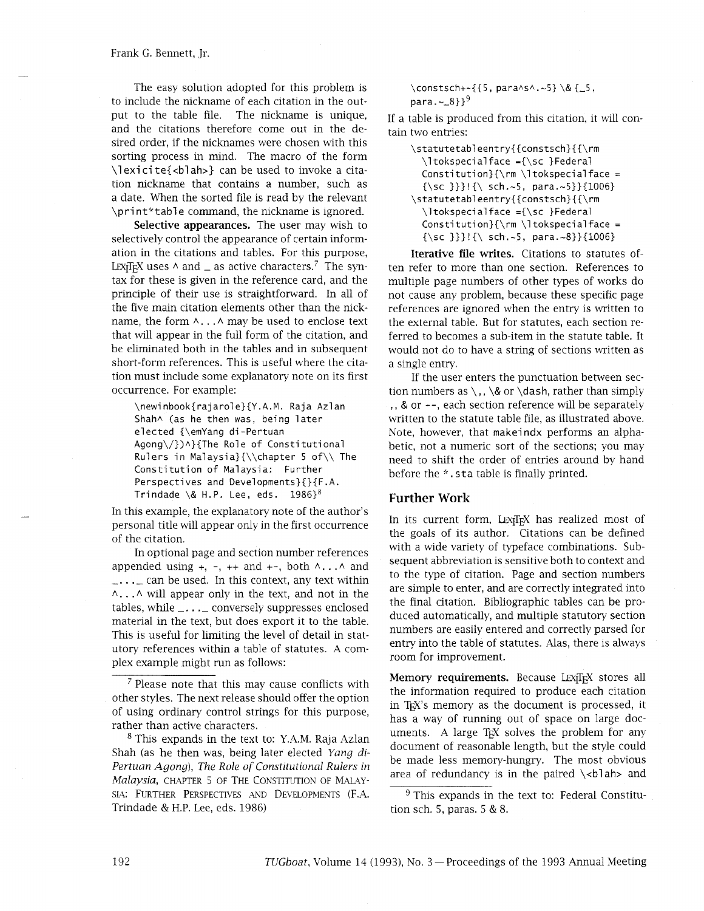The easy solution adopted for this problem is to include the nickname of each citation in the output to the table file. The nickname is unique, and the citations therefore come out in the desired order, if the nicknames were chosen with this sorting process in mind. The macro of the form `\lexicite{<blah>}` can be used to invoke a citation nickname that contains a number, such as a date. When the sorted file is read by the relevant `\print*table` command, the nickname is ignored.

**Selective appearances.** The user may wish to selectively control the appearance of certain information in the citations and tables. For this purpose, LexiTeX uses `^` and `_` as active characters.[7] The syntax for these is given in the reference card, and the principle of their use is straightforward. In all of the five main citation elements other than the nickname, the form `^...^` may be used to enclose text that will appear in the full form of the citation, and be eliminated both in the tables and in subsequent short-form references. This is useful where the citation must include some explanatory note on its first occurrence. For example:

```
\newinbook{rajarole}{Y.A.M. Raja Azlan
  Shah^ (as he then was, being later
  elected {\emYang di-Pertuan
  Agong\/})^}{The Role of Constitutional
  Rulers in Malaysia}{\\chapter 5 of\\ The
  Constitution of Malaysia: Further
  Perspectives and Developments}{}{F.A.
  Trindade \& H.P. Lee, eds. 1986}
```

[8]

In this example, the explanatory note of the author's personal title will appear only in the first occurrence of the citation.

In optional page and section number references appended using `+`, `-`, `++` and `+-`, both `^...^` and `_..._` can be used. In this context, any text within `^...^` will appear only in the text, and not in the tables, while `_..._` conversely suppresses enclosed material in the text, but does export it to the table. This is useful for limiting the level of detail in statutory references within a table of statutes. A complex example might run as follows:

```
\constsch+-{{5, para^s^.~5} \& {_5,
  para.~_8}}
```

[9]

If a table is produced from this citation, it will contain two entries:

```
\statutetableentry{{constsch}{{\rm
  \ltokspecialface ={\sc }Federal
  Constitution}{\rm \ltokspecialface =
  {\sc }}}!{\ sch.~5, para.~5}}{1006}
\statutetableentry{{constsch}{{\rm
  \ltokspecialface ={\sc }Federal
  Constitution}{\rm \ltokspecialface =
  {\sc }}}!{\ sch.~5, para.~8}}{1006}
```

**Iterative file writes.** Citations to statutes often refer to more than one section. References to multiple page numbers of other types of works do not cause any problem, because these specific page references are ignored when the entry is written to the external table. But for statutes, each section referred to becomes a sub-item in the statute table. It would not do to have a string of sections written as a single entry.

If the user enters the punctuation between section numbers as `\,`, `\&` or `\dash`, rather than simply `,`, `&` or `--`, each section reference will be separately written to the statute table file, as illustrated above. Note, however, that `makeindx` performs an alphabetic, not a numeric sort of the sections; you may need to shift the order of entries around by hand before the `*.sta` table is finally printed.

## Further Work

In its current form, LexiTeX has realized most of the goals of its author. Citations can be defined with a wide variety of typeface combinations. Subsequent abbreviation is sensitive both to context and to the type of citation. Page and section numbers are simple to enter, and are correctly integrated into the final citation. Bibliographic tables can be produced automatically, and multiple statutory section numbers are easily entered and correctly parsed for entry into the table of statutes. Alas, there is always room for improvement.

**Memory requirements.** Because LexiTeX stores all the information required to produce each citation in TeX's memory as the document is processed, it has a way of running out of space on large documents. A large TeX solves the problem for any document of reasonable length, but the style could be made less memory-hungry. The most obvious area of redundancy is in the paired `\<blah>` and

---

[7] Please note that this may cause conflicts with other styles. The next release should offer the option of using ordinary control strings for this purpose, rather than active characters.

[8] This expands in the text to: Y.A.M. Raja Azlan Shah (as he then was, being later elected *Yang di-Pertuan Agong*), *The Role of Constitutional Rulers in Malaysia*, CHAPTER 5 OF THE CONSTITUTION OF MALAYSIA: FURTHER PERSPECTIVES AND DEVELOPMENTS (F.A. Trindade & H.P. Lee, eds. 1986)

[9] This expands in the text to: Federal Constitution sch. 5, paras. 5 & 8.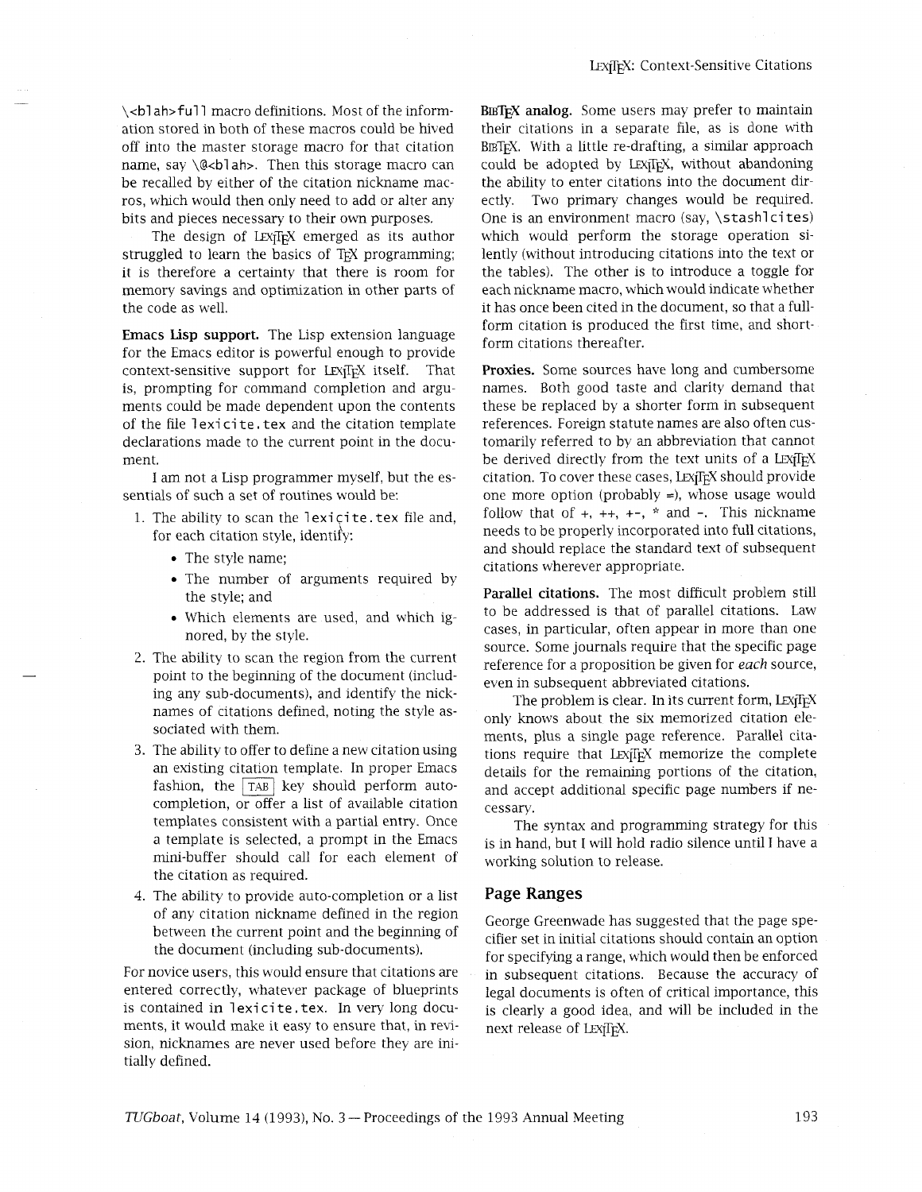\<blah>full macro definitions. Most of the information stored in both of these macros could be hived off into the master storage macro for that citation name, say \@<blah>. Then this storage macro can be recalled by either of the citation nickname macros, which would then only need to add or alter any bits and pieces necessary to their own purposes.

The design of LEXITEX emerged as its author struggled to learn the basics of TEX programming; it is therefore a certainty that there is room for memory savings and optimization in other parts of the code as well.

**Emacs Lisp support.** The Lisp extension language for the Emacs editor is powerful enough to provide context-sensitive support for LEXITEX itself. That is, prompting for command completion and arguments could be made dependent upon the contents of the file `lexicite.tex` and the citation template declarations made to the current point in the document.

I am not a Lisp programmer myself, but the essentials of such a set of routines would be:

1. The ability to scan the `lexicite.tex` file and, for each citation style, identify:
   - The style name;
   - The number of arguments required by the style; and
   - Which elements are used, and which ignored, by the style.
2. The ability to scan the region from the current point to the beginning of the document (including any sub-documents), and identify the nicknames of citations defined, noting the style associated with them.
3. The ability to offer to define a new citation using an existing citation template. In proper Emacs fashion, the TAB key should perform auto-completion, or offer a list of available citation templates consistent with a partial entry. Once a template is selected, a prompt in the Emacs mini-buffer should call for each element of the citation as required.
4. The ability to provide auto-completion or a list of any citation nickname defined in the region between the current point and the beginning of the document (including sub-documents).

For novice users, this would ensure that citations are entered correctly, whatever package of blueprints is contained in `lexicite.tex`. In very long documents, it would make it easy to ensure that, in revision, nicknames are never used before they are initially defined.

**BIBTEX analog.** Some users may prefer to maintain their citations in a separate file, as is done with BIBTEX. With a little re-drafting, a similar approach could be adopted by LEXITEX, without abandoning the ability to enter citations into the document directly. Two primary changes would be required. One is an environment macro (say, `\stashlcites`) which would perform the storage operation silently (without introducing citations into the text or the tables). The other is to introduce a toggle for each nickname macro, which would indicate whether it has once been cited in the document, so that a full-form citation is produced the first time, and short-form citations thereafter.

**Proxies.** Some sources have long and cumbersome names. Both good taste and clarity demand that these be replaced by a shorter form in subsequent references. Foreign statute names are also often customarily referred to by an abbreviation that cannot be derived directly from the text units of a LEXITEX citation. To cover these cases, LEXITEX should provide one more option (probably =), whose usage would follow that of +, ++, +-, * and -. This nickname needs to be properly incorporated into full citations, and should replace the standard text of subsequent citations wherever appropriate.

**Parallel citations.** The most difficult problem still to be addressed is that of parallel citations. Law cases, in particular, often appear in more than one source. Some journals require that the specific page reference for a proposition be given for *each* source, even in subsequent abbreviated citations.

The problem is clear. In its current form, LEXITEX only knows about the six memorized citation elements, plus a single page reference. Parallel citations require that LEXITEX memorize the complete details for the remaining portions of the citation, and accept additional specific page numbers if necessary.

The syntax and programming strategy for this is in hand, but I will hold radio silence until I have a working solution to release.

## Page Ranges

George Greenwade has suggested that the page specifier set in initial citations should contain an option for specifying a range, which would then be enforced in subsequent citations. Because the accuracy of legal documents is often of critical importance, this is clearly a good idea, and will be included in the next release of LEXITEX.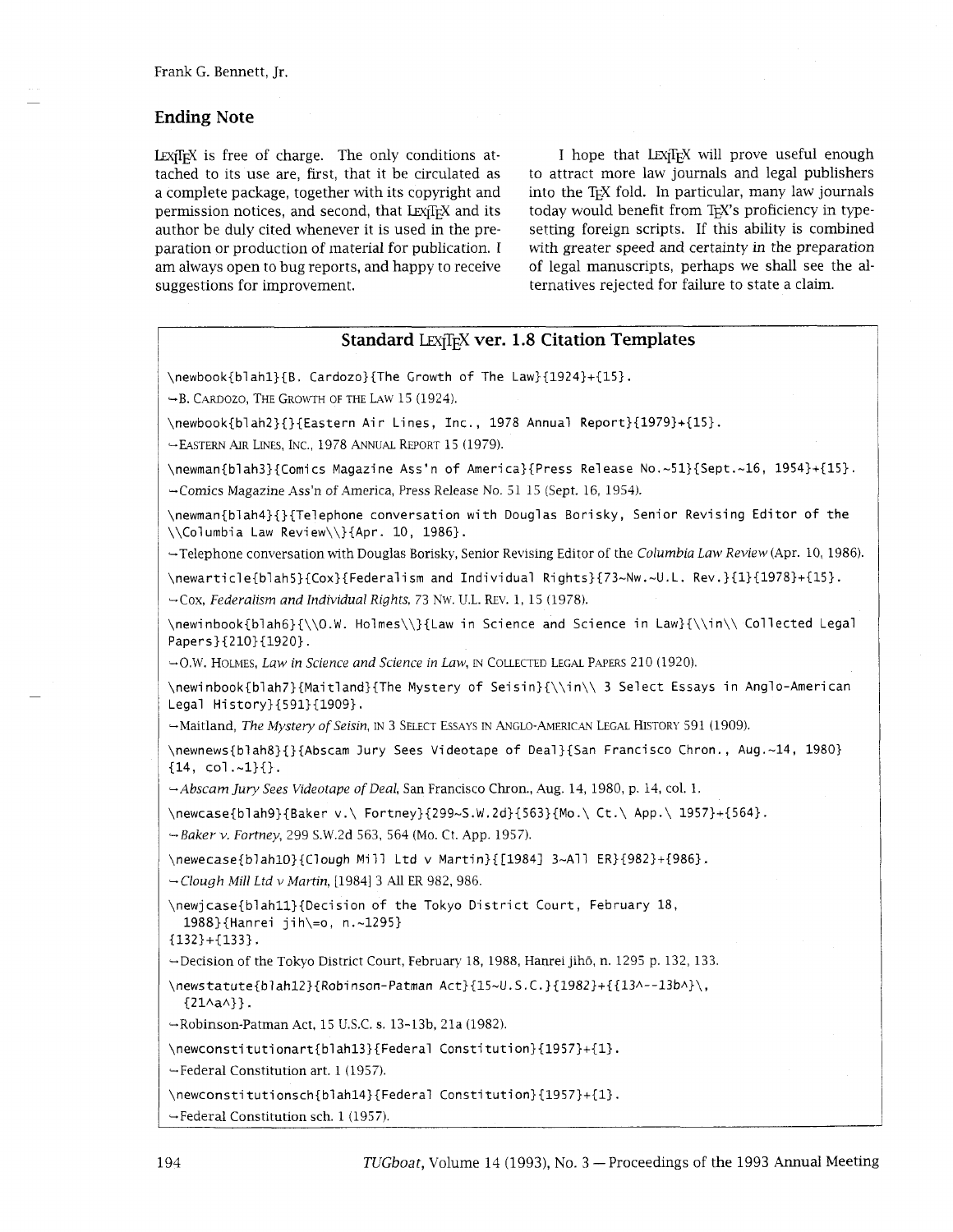## Ending Note

LEXITEX is free of charge. The only conditions attached to its use are, first, that it be circulated as a complete package, together with its copyright and permission notices, and second, that LEXITEX and its author be duly cited whenever it is used in the preparation or production of material for publication. I am always open to bug reports, and happy to receive suggestions for improvement.

I hope that LEXITEX will prove useful enough to attract more law journals and legal publishers into the TEX fold. In particular, many law journals today would benefit from TEX's proficiency in typesetting foreign scripts. If this ability is combined with greater speed and certainty in the preparation of legal manuscripts, perhaps we shall see the alternatives rejected for failure to state a claim.

### Standard LEXITEX ver. 1.8 Citation Templates

```
\newbook{blah1}{B. Cardozo}{The Growth of The Law}{1924}+{15}.
```

→B. CARDOZO, THE GROWTH OF THE LAW 15 (1924).

```
\newbook{blah2}{}{Eastern Air Lines, Inc., 1978 Annual Report}{1979}+{15}.
```

→EASTERN AIR LINES, INC., 1978 ANNUAL REPORT 15 (1979).

```
\newman{blah3}{Comics Magazine Ass'n of America}{Press Release No.~51}{Sept.~16, 1954}+{15}.
```

→Comics Magazine Ass'n of America, Press Release No. 51 15 (Sept. 16, 1954).

```
\newman{blah4}{}{Telephone conversation with Douglas Borisky, Senior Revising Editor of the
\\Columbia Law Review\\}{Apr. 10, 1986}.
```

→Telephone conversation with Douglas Borisky, Senior Revising Editor of the *Columbia Law Review* (Apr. 10, 1986).

```
\newarticle{blah5}{Cox}{Federalism and Individual Rights}{73~Nw.~U.L. Rev.}{1}{1978}+{15}.
```

→Cox, *Federalism and Individual Rights*, 73 NW. U.L. REV. 1, 15 (1978).

```
\newinbook{blah6}{\\O.W. Holmes\\}{Law in Science and Science in Law}{\\in\\ Collected Legal
Papers}{210}{1920}.
```

→O.W. HOLMES, *Law in Science and Science in Law*, IN COLLECTED LEGAL PAPERS 210 (1920).

```
\newinbook{blah7}{Maitland}{The Mystery of Seisin}{\\in\\ 3 Select Essays in Anglo-American
Legal History}{591}{1909}.
```

→Maitland, *The Mystery of Seisin*, IN 3 SELECT ESSAYS IN ANGLO-AMERICAN LEGAL HISTORY 591 (1909).

```
\newnews{blah8}{}{Abscam Jury Sees Videotape of Deal}{San Francisco Chron., Aug.~14, 1980}
{14, col.~1}{}.
```

→*Abscam Jury Sees Videotape of Deal*, San Francisco Chron., Aug. 14, 1980, p. 14, col. 1.

```
\newcase{blah9}{Baker v.\ Fortney}{299~S.W.2d}{563}{Mo.\ Ct.\ App.\ 1957}+{564}.
```

→*Baker v. Fortney*, 299 S.W.2d 563, 564 (Mo. Ct. App. 1957).

```
\newecase{blah10}{Clough Mill Ltd v Martin}{[1984] 3~All ER}{982}+{986}.
```

→*Clough Mill Ltd v Martin*, [1984] 3 All ER 982, 986.

```
\newjcase{blah11}{Decision of the Tokyo District Court, February 18,
  1988}{Hanrei jih\=o, n.~1295}
{132}+{133}.
```

→Decision of the Tokyo District Court, February 18, 1988, Hanrei jihō, n. 1295 p. 132, 133.

```
\newstatute{blah12}{Robinson-Patman Act}{15~U.S.C.}{1982}+{{13^--13b^}\,
  {21^a^}}.
```

→Robinson-Patman Act, 15 U.S.C. s. 13-13b, 21a (1982).

```
\newconstitutionart{blah13}{Federal Constitution}{1957}+{1}.
```

→Federal Constitution art. 1 (1957).

```
\newconstitutionsch{blah14}{Federal Constitution}{1957}+{1}.
```

→Federal Constitution sch. 1 (1957).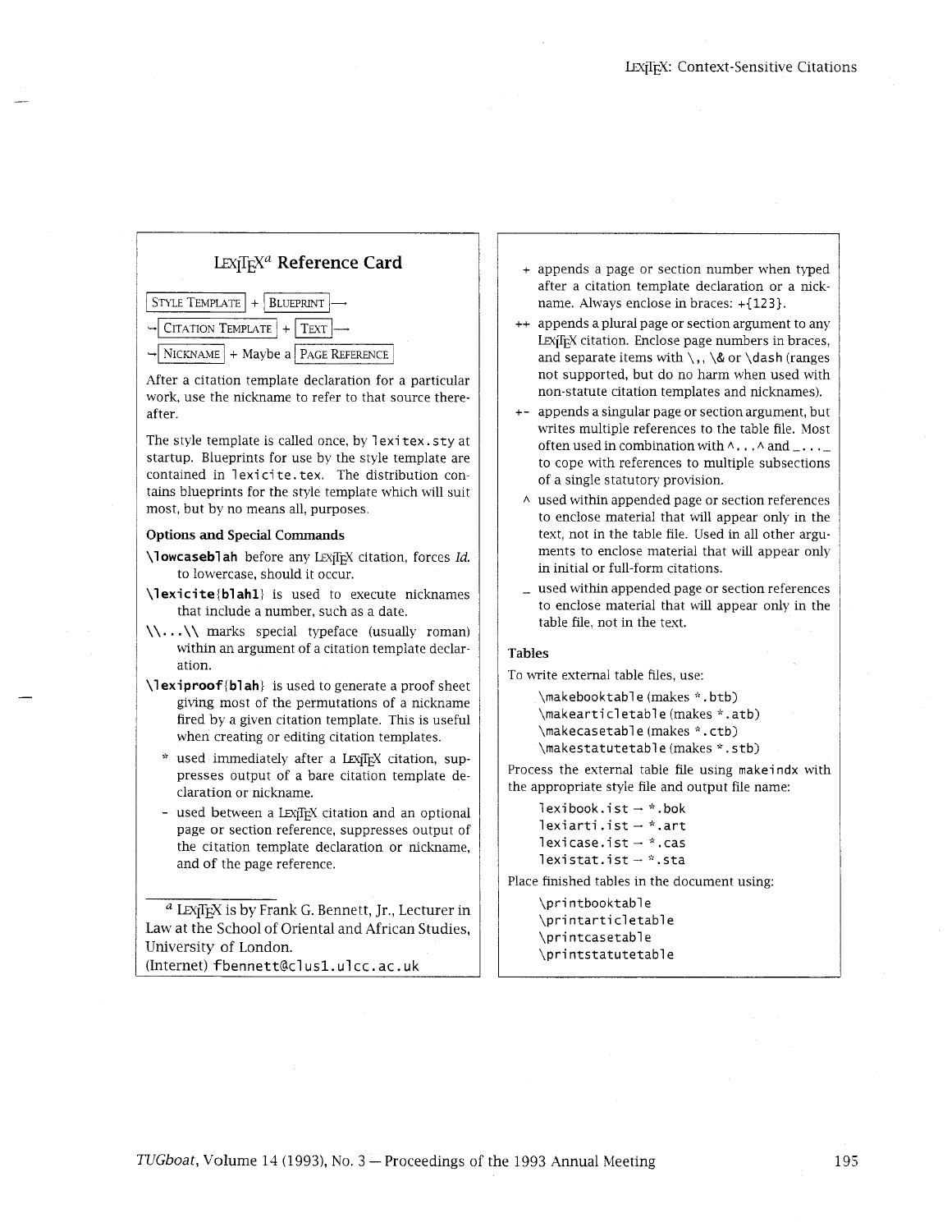## LEXITEX[a] Reference Card

STYLE TEMPLATE + BLUEPRINT →

→ CITATION TEMPLATE + TEXT →

→ NICKNAME + Maybe a PAGE REFERENCE

After a citation template declaration for a particular work, use the nickname to refer to that source thereafter.

The style template is called once, by `lexitex.sty` at startup. Blueprints for use by the style template are contained in `lexicite.tex`. The distribution contains blueprints for the style template which will suit most, but by no means all, purposes.

### Options and Special Commands

**`\lowcaseblah`** before any LEXITEX citation, forces *Id.* to lowercase, should it occur.

**`\lexicite{blah1}`** is used to execute nicknames that include a number, such as a date.

**`\\...\\`** marks special typeface (usually roman) within an argument of a citation template declaration.

**`\lexiproof{blah}`** is used to generate a proof sheet giving most of the permutations of a nickname fired by a given citation template. This is useful when creating or editing citation templates.

- `*` used immediately after a LEXITEX citation, suppresses output of a bare citation template declaration or nickname.
- `-` used between a LEXITEX citation and an optional page or section reference, suppresses output of the citation template declaration or nickname, and of the page reference.

[a] LEXITEX is by Frank G. Bennett, Jr., Lecturer in Law at the School of Oriental and African Studies, University of London.
(Internet) `fbennett@clus1.ulcc.ac.uk`

- `+` appends a page or section number when typed after a citation template declaration or a nickname. Always enclose in braces: `+{123}`.
- `++` appends a plural page or section argument to any LEXITEX citation. Enclose page numbers in braces, and separate items with `\,`, `\&` or `\dash` (ranges not supported, but do no harm when used with non-statute citation templates and nicknames).
- `+-` appends a singular page or section argument, but writes multiple references to the table file. Most often used in combination with `^...^` and `_..._` to cope with references to multiple subsections of a single statutory provision.
- `^` used within appended page or section references to enclose material that will appear only in the text, not in the table file. Used in all other arguments to enclose material that will appear only in initial or full-form citations.
- `_` used within appended page or section references to enclose material that will appear only in the table file, not in the text.

### Tables

To write external table files, use:

`\makebooktable` (makes `*.btb`)
`\makearticletable` (makes `*.atb`)
`\makecasetable` (makes `*.ctb`)
`\makestatutetable` (makes `*.stb`)

Process the external table file using `makeindx` with the appropriate style file and output file name:

`lexibook.ist` → `*.bok`
`lexiarti.ist` → `*.art`
`lexicase.ist` → `*.cas`
`lexistat.ist` → `*.sta`

Place finished tables in the document using:

```
\printbooktable
\printarticletable
\printcasetable
\printstatutetable
```